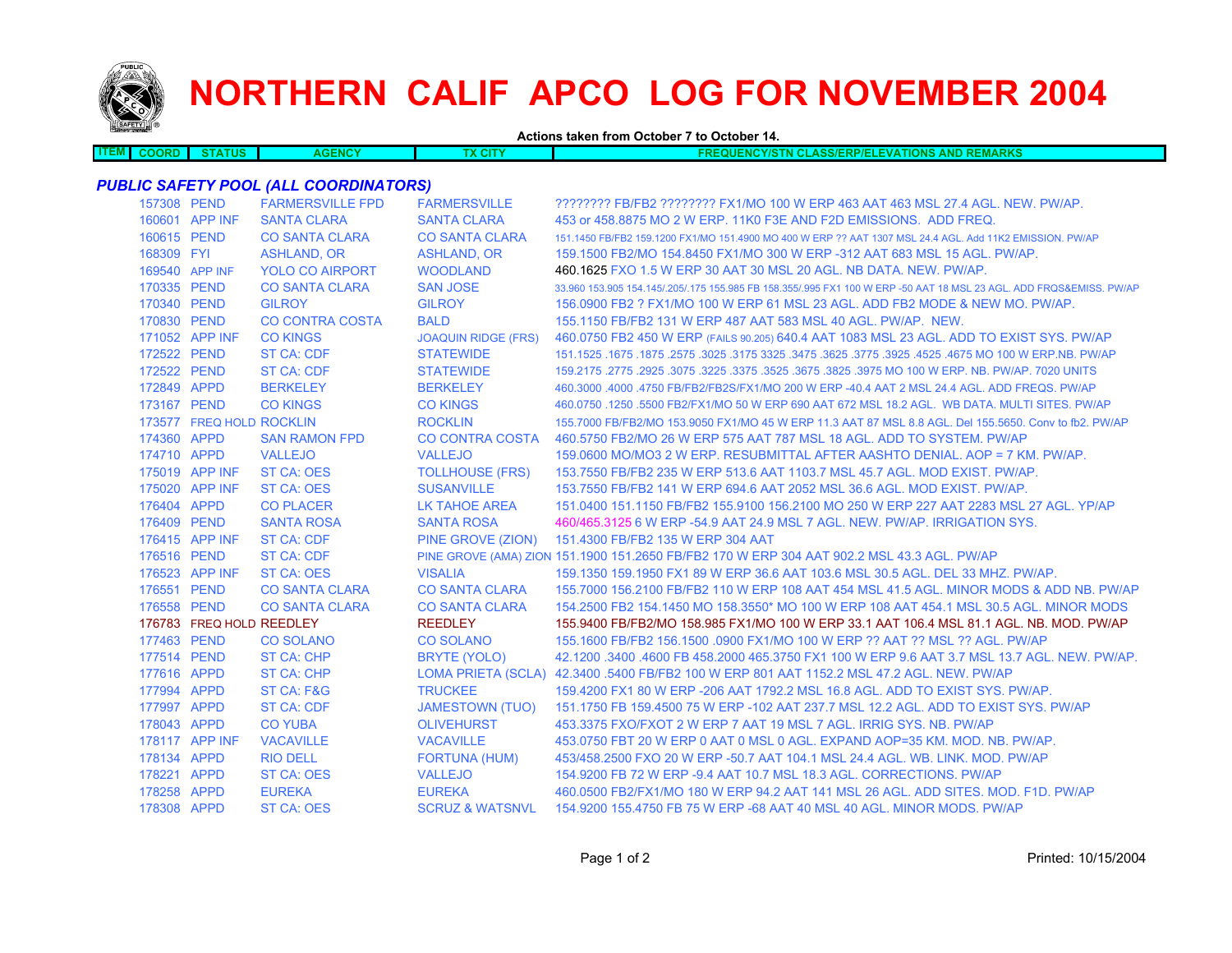# NORTHERN CALIF APCO LOG FOR NOVEMBER 2004

**Actions taken from October 7 to October 14.**

| ITEM | COORD | STATUS | AGENCY | TX CITY | FREQUENCY/STN CLASS/ERP/ELEVATIONS AND REMARKS |
|---|---|---|---|---|---|

### *PUBLIC SAFETY POOL (ALL COORDINATORS)*

| ITEM | STATUS | AGENCY | TX CITY | FREQUENCY/STN CLASS/ERP/ELEVATIONS AND REMARKS |
|---|---|---|---|---|
| 157308 | PEND | FARMERSVILLE FPD | FARMERSVILLE | ???????? FB/FB2 ???????? FX1/MO 100 W ERP 463 AAT 463 MSL 27.4 AGL. NEW. PW/AP. |
| 160601 | APP INF | SANTA CLARA | SANTA CLARA | 453 or 458.8875 MO 2 W ERP. 11K0 F3E AND F2D EMISSIONS. ADD FREQ. |
| 160615 | PEND | CO SANTA CLARA | CO SANTA CLARA | 151.1450 FB/FB2 159.1200 FX1/MO 151.4900 MO 400 W ERP ?? AAT 1307 MSL 24.4 AGL. Add 11K2 EMISSION. PW/AP |
| 168309 | FYI | ASHLAND, OR | ASHLAND, OR | 159.1500 FB2/MO 154.8450 FX1/MO 300 W ERP -312 AAT 683 MSL 15 AGL. PW/AP. |
| 169540 | APP INF | YOLO CO AIRPORT | WOODLAND | 460.1625 FXO 1.5 W ERP 30 AAT 30 MSL 20 AGL. NB DATA. NEW. PW/AP. |
| 170335 | PEND | CO SANTA CLARA | SAN JOSE | 33.960 153.905 154.145/.205/.175 155.985 FB 158.355/.995 FX1 100 W ERP -50 AAT 18 MSL 23 AGL. ADD FRQS&EMISS. PW/AP |
| 170340 | PEND | GILROY | GILROY | 156.0900 FB2 ? FX1/MO 100 W ERP 61 MSL 23 AGL. ADD FB2 MODE & NEW MO. PW/AP. |
| 170830 | PEND | CO CONTRA COSTA | BALD | 155.1150 FB/FB2 131 W ERP 487 AAT 583 MSL 40 AGL. PW/AP. NEW. |
| 171052 | APP INF | CO KINGS | JOAQUIN RIDGE (FRS) | 460.0750 FB2 450 W ERP (FAILS 90.205) 640.4 AAT 1083 MSL 23 AGL. ADD TO EXIST SYS. PW/AP |
| 172522 | PEND | ST CA: CDF | STATEWIDE | 151.1525 .1675 .1875 .2575 .3025 .3175 3325 .3475 .3625 .3775 .3925 .4525 .4675 MO 100 W ERP.NB. PW/AP |
| 172522 | PEND | ST CA: CDF | STATEWIDE | 159.2175 .2775 .2925 .3075 .3225 .3375 .3525 .3675 .3825 .3975 MO 100 W ERP. NB. PW/AP. 7020 UNITS |
| 172849 | APPD | BERKELEY | BERKELEY | 460.3000 .4000 .4750 FB/FB2/FB2S/FX1/MO 200 W ERP -40.4 AAT 2 MSL 24.4 AGL. ADD FREQS. PW/AP |
| 173167 | PEND | CO KINGS | CO KINGS | 460.0750 .1250 .5500 FB2/FX1/MO 50 W ERP 690 AAT 672 MSL 18.2 AGL. WB DATA. MULTI SITES. PW/AP |
| 173577 | FREQ HOLD | ROCKLIN | ROCKLIN | 155.7000 FB/FB2/MO 153.9050 FX1/MO 45 W ERP 11.3 AAT 87 MSL 8.8 AGL. Del 155.5650. Conv to fb2. PW/AP |
| 174360 | APPD | SAN RAMON FPD | CO CONTRA COSTA | 460.5750 FB2/MO 26 W ERP 575 AAT 787 MSL 18 AGL. ADD TO SYSTEM. PW/AP |
| 174710 | APPD | VALLEJO | VALLEJO | 159.0600 MO/MO3 2 W ERP. RESUBMITTAL AFTER AASHTO DENIAL. AOP = 7 KM. PW/AP. |
| 175019 | APP INF | ST CA: OES | TOLLHOUSE (FRS) | 153.7550 FB/FB2 235 W ERP 513.6 AAT 1103.7 MSL 45.7 AGL. MOD EXIST. PW/AP. |
| 175020 | APP INF | ST CA: OES | SUSANVILLE | 153.7550 FB/FB2 141 W ERP 694.6 AAT 2052 MSL 36.6 AGL. MOD EXIST. PW/AP. |
| 176404 | APPD | CO PLACER | LK TAHOE AREA | 151.0400 151.1150 FB/FB2 155.9100 156.2100 MO 250 W ERP 227 AAT 2283 MSL 27 AGL. YP/AP |
| 176409 | PEND | SANTA ROSA | SANTA ROSA | 460/465.3125 6 W ERP -54.9 AAT 24.9 MSL 7 AGL. NEW. PW/AP. IRRIGATION SYS. |
| 176415 | APP INF | ST CA: CDF | PINE GROVE (ZION) | 151.4300 FB/FB2 135 W ERP 304 AAT |
| 176516 | PEND | ST CA: CDF | PINE GROVE (AMA) ZION | 151.1900 151.2650 FB/FB2 170 W ERP 304 AAT 902.2 MSL 43.3 AGL. PW/AP |
| 176523 | APP INF | ST CA: OES | VISALIA | 159.1350 159.1950 FX1 89 W ERP 36.6 AAT 103.6 MSL 30.5 AGL. DEL 33 MHZ. PW/AP. |
| 176551 | PEND | CO SANTA CLARA | CO SANTA CLARA | 155.7000 156.2100 FB/FB2 110 W ERP 108 AAT 454 MSL 41.5 AGL. MINOR MODS & ADD NB. PW/AP |
| 176558 | PEND | CO SANTA CLARA | CO SANTA CLARA | 154.2500 FB2 154.1450 MO 158.3550* MO 100 W ERP 108 AAT 454.1 MSL 30.5 AGL. MINOR MODS |
| 176783 | FREQ HOLD | REEDLEY | REEDLEY | 155.9400 FB/FB2/MO 158.985 FX1/MO 100 W ERP 33.1 AAT 106.4 MSL 81.1 AGL. NB. MOD. PW/AP |
| 177463 | PEND | CO SOLANO | CO SOLANO | 155.1600 FB/FB2 156.1500 .0900 FX1/MO 100 W ERP ?? AAT ?? MSL ?? AGL. PW/AP |
| 177514 | PEND | ST CA: CHP | BRYTE (YOLO) | 42.1200 .3400 .4600 FB 458.2000 465.3750 FX1 100 W ERP 9.6 AAT 3.7 MSL 13.7 AGL. NEW. PW/AP. |
| 177616 | APPD | ST CA: CHP | LOMA PRIETA (SCLA) | 42.3400 .5400 FB/FB2 100 W ERP 801 AAT 1152.2 MSL 47.2 AGL. NEW. PW/AP |
| 177994 | APPD | ST CA: F&G | TRUCKEE | 159.4200 FX1 80 W ERP -206 AAT 1792.2 MSL 16.8 AGL. ADD TO EXIST SYS. PW/AP. |
| 177997 | APPD | ST CA: CDF | JAMESTOWN (TUO) | 151.1750 FB 159.4500 75 W ERP -102 AAT 237.7 MSL 12.2 AGL. ADD TO EXIST SYS. PW/AP |
| 178043 | APPD | CO YUBA | OLIVEHURST | 453.3375 FXO/FXOT 2 W ERP 7 AAT 19 MSL 7 AGL. IRRIG SYS. NB. PW/AP |
| 178117 | APP INF | VACAVILLE | VACAVILLE | 453.0750 FBT 20 W ERP 0 AAT 0 MSL 0 AGL. EXPAND AOP=35 KM. MOD. NB. PW/AP. |
| 178134 | APPD | RIO DELL | FORTUNA (HUM) | 453/458.2500 FXO 20 W ERP -50.7 AAT 104.1 MSL 24.4 AGL. WB. LINK. MOD. PW/AP |
| 178221 | APPD | ST CA: OES | VALLEJO | 154.9200 FB 72 W ERP -9.4 AAT 10.7 MSL 18.3 AGL. CORRECTIONS. PW/AP |
| 178258 | APPD | EUREKA | EUREKA | 460.0500 FB2/FX1/MO 180 W ERP 94.2 AAT 141 MSL 26 AGL. ADD SITES. MOD. F1D. PW/AP |
| 178308 | APPD | ST CA: OES | SCRUZ & WATSNVL | 154.9200 155.4750 FB 75 W ERP -68 AAT 40 MSL 40 AGL. MINOR MODS. PW/AP |

Printed: 10/15/2004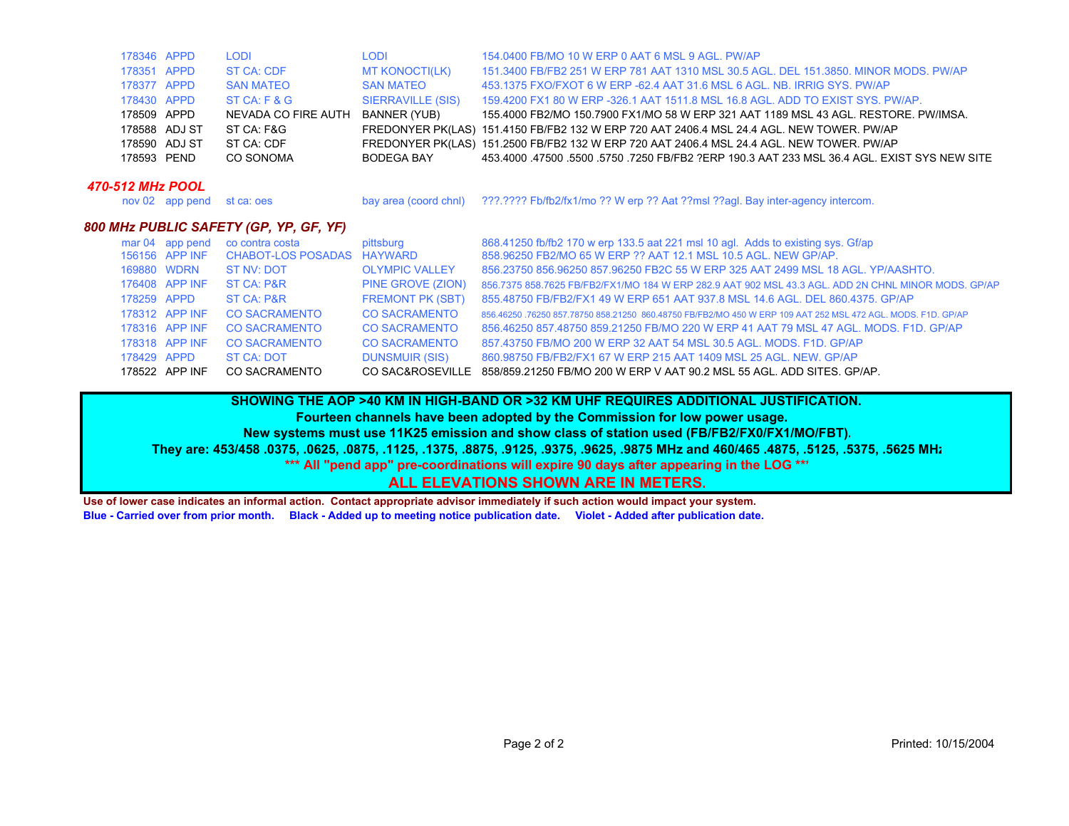| | | | | |
|---|---|---|---|---|
| 178346 | APPD | LODI | LODI | 154.0400 FB/MO 10 W ERP 0 AAT 6 MSL 9 AGL. PW/AP |
| 178351 | APPD | ST CA: CDF | MT KONOCTI(LK) | 151.3400 FB/FB2 251 W ERP 781 AAT 1310 MSL 30.5 AGL. DEL 151.3850. MINOR MODS. PW/AP |
| 178377 | APPD | SAN MATEO | SAN MATEO | 453.1375 FXO/FXOT 6 W ERP -62.4 AAT 31.6 MSL 6 AGL. NB. IRRIG SYS. PW/AP |
| 178430 | APPD | ST CA: F & G | SIERRAVILLE (SIS) | 159.4200 FX1 80 W ERP -326.1 AAT 1511.8 MSL 16.8 AGL. ADD TO EXIST SYS. PW/AP. |
| 178509 | APPD | NEVADA CO FIRE AUTH | BANNER (YUB) | 155.4000 FB2/MO 150.7900 FX1/MO 58 W ERP 321 AAT 1189 MSL 43 AGL. RESTORE. PW/IMSA. |
| 178588 | ADJ ST | ST CA: F&G | FREDONYER PK(LAS) | 151.4150 FB/FB2 132 W ERP 720 AAT 2406.4 MSL 24.4 AGL. NEW TOWER. PW/AP |
| 178590 | ADJ ST | ST CA: CDF | FREDONYER PK(LAS) | 151.2500 FB/FB2 132 W ERP 720 AAT 2406.4 MSL 24.4 AGL. NEW TOWER. PW/AP |
| 178593 | PEND | CO SONOMA | BODEGA BAY | 453.4000 .47500 .5500 .5750 .7250 FB/FB2 ?ERP 190.3 AAT 233 MSL 36.4 AGL. EXIST SYS NEW SITE |

### *470-512 MHz POOL*

| | | | | |
|---|---|---|---|---|
| nov 02 | app pend | st ca: oes | bay area (coord chnl) | ???.???? Fb/fb2/fx1/mo ?? W erp ?? Aat ??msl ??agl. Bay inter-agency intercom. |

### *800 MHz PUBLIC SAFETY (GP, YP, GF, YF)*

| | | | | |
|---|---|---|---|---|
| mar 04 | app pend | co contra costa | pittsburg | 868.41250 fb/fb2 170 w erp 133.5 aat 221 msl 10 agl. Adds to existing sys. Gf/ap |
| 156156 | APP INF | CHABOT-LOS POSADAS | HAYWARD | 858.96250 FB2/MO 65 W ERP ?? AAT 12.1 MSL 10.5 AGL. NEW GP/AP. |
| 169880 | WDRN | ST NV: DOT | OLYMPIC VALLEY | 856.23750 856.96250 857.96250 FB2C 55 W ERP 325 AAT 2499 MSL 18 AGL. YP/AASHTO. |
| 176408 | APP INF | ST CA: P&R | PINE GROVE (ZION) | 856.7375 858.7625 FB/FB2/FX1/MO 184 W ERP 282.9 AAT 902 MSL 43.3 AGL. ADD 2N CHNL MINOR MODS. GP/AP |
| 178259 | APPD | ST CA: P&R | FREMONT PK (SBT) | 855.48750 FB/FB2/FX1 49 W ERP 651 AAT 937.8 MSL 14.6 AGL. DEL 860.4375. GP/AP |
| 178312 | APP INF | CO SACRAMENTO | CO SACRAMENTO | 856.46250 .76250 857.78750 858.21250 860.48750 FB/FB2/MO 450 W ERP 109 AAT 252 MSL 472 AGL. MODS. F1D. GP/AP |
| 178316 | APP INF | CO SACRAMENTO | CO SACRAMENTO | 856.46250 857.48750 859.21250 FB/MO 220 W ERP 41 AAT 79 MSL 47 AGL. MODS. F1D. GP/AP |
| 178318 | APP INF | CO SACRAMENTO | CO SACRAMENTO | 857.43750 FB/MO 200 W ERP 32 AAT 54 MSL 30.5 AGL. MODS. F1D. GP/AP |
| 178429 | APPD | ST CA: DOT | DUNSMUIR (SIS) | 860.98750 FB/FB2/FX1 67 W ERP 215 AAT 1409 MSL 25 AGL. NEW. GP/AP |
| 178522 | APP INF | CO SACRAMENTO | CO SAC&ROSEVILLE | 858/859.21250 FB/MO 200 W ERP V AAT 90.2 MSL 55 AGL. ADD SITES. GP/AP. |

**SHOWING THE AOP >40 KM IN HIGH-BAND OR >32 KM UHF REQUIRES ADDITIONAL JUSTIFICATION.**
**Fourteen channels have been adopted by the Commission for low power usage.**
**New systems must use 11K25 emission and show class of station used (FB/FB2/FX0/FX1/MO/FBT).**
**They are: 453/458 .0375, .0625, .0875, .1125, .1375, .8875, .9125, .9375, .9625, .9875 MHz and 460/465 .4875, .5125, .5375, .5625 MHz**
**\*\*\* All "pend app" pre-coordinations will expire 90 days after appearing in the LOG \*\*\***
**ALL ELEVATIONS SHOWN ARE IN METERS.**

**Use of lower case indicates an informal action. Contact appropriate advisor immediately if such action would impact your system.**
**Blue - Carried over from prior month. Black - Added up to meeting notice publication date. Violet - Added after publication date.**

Printed: 10/15/2004